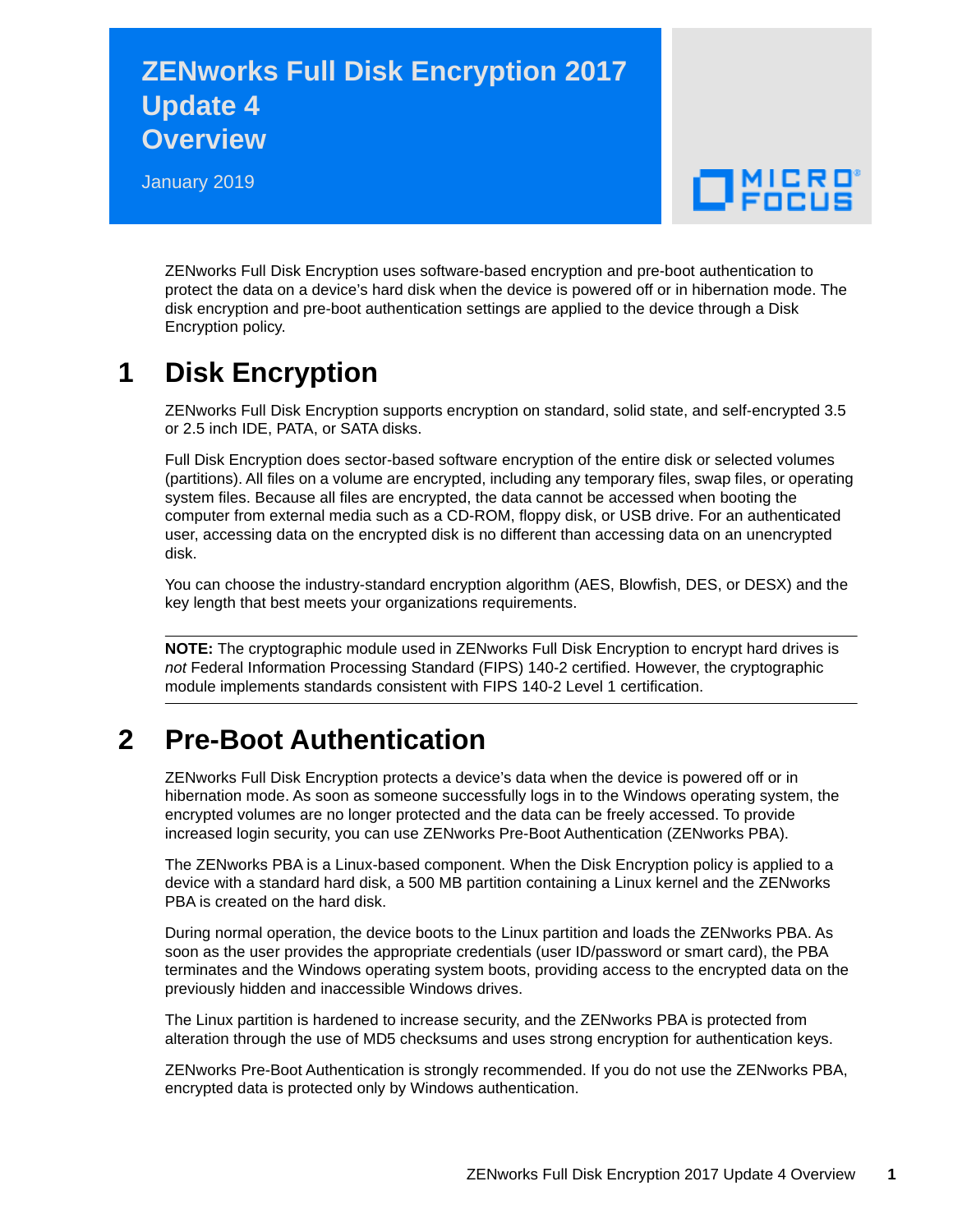# ZENworks Full Disk Encryption 2017 Update 4 Overview

January 2019

ZENworks Full Disk Encryption uses software-based encryption and pre-boot authentication to protect the data on a device's hard disk when the device is powered off or in hibernation mode. The disk encryption and pre-boot authentication settings are applied to the device through a Disk Encryption policy.

## 1 Disk Encryption

ZENworks Full Disk Encryption supports encryption on standard, solid state, and self-encrypted 3.5 or 2.5 inch IDE, PATA, or SATA disks.

Full Disk Encryption does sector-based software encryption of the entire disk or selected volumes (partitions). All files on a volume are encrypted, including any temporary files, swap files, or operating system files. Because all files are encrypted, the data cannot be accessed when booting the computer from external media such as a CD-ROM, floppy disk, or USB drive. For an authenticated user, accessing data on the encrypted disk is no different than accessing data on an unencrypted disk.

You can choose the industry-standard encryption algorithm (AES, Blowfish, DES, or DESX) and the key length that best meets your organizations requirements.

---

**NOTE:** The cryptographic module used in ZENworks Full Disk Encryption to encrypt hard drives is *not* Federal Information Processing Standard (FIPS) 140-2 certified. However, the cryptographic module implements standards consistent with FIPS 140-2 Level 1 certification.

---

## 2 Pre-Boot Authentication

ZENworks Full Disk Encryption protects a device's data when the device is powered off or in hibernation mode. As soon as someone successfully logs in to the Windows operating system, the encrypted volumes are no longer protected and the data can be freely accessed. To provide increased login security, you can use ZENworks Pre-Boot Authentication (ZENworks PBA).

The ZENworks PBA is a Linux-based component. When the Disk Encryption policy is applied to a device with a standard hard disk, a 500 MB partition containing a Linux kernel and the ZENworks PBA is created on the hard disk.

During normal operation, the device boots to the Linux partition and loads the ZENworks PBA. As soon as the user provides the appropriate credentials (user ID/password or smart card), the PBA terminates and the Windows operating system boots, providing access to the encrypted data on the previously hidden and inaccessible Windows drives.

The Linux partition is hardened to increase security, and the ZENworks PBA is protected from alteration through the use of MD5 checksums and uses strong encryption for authentication keys.

ZENworks Pre-Boot Authentication is strongly recommended. If you do not use the ZENworks PBA, encrypted data is protected only by Windows authentication.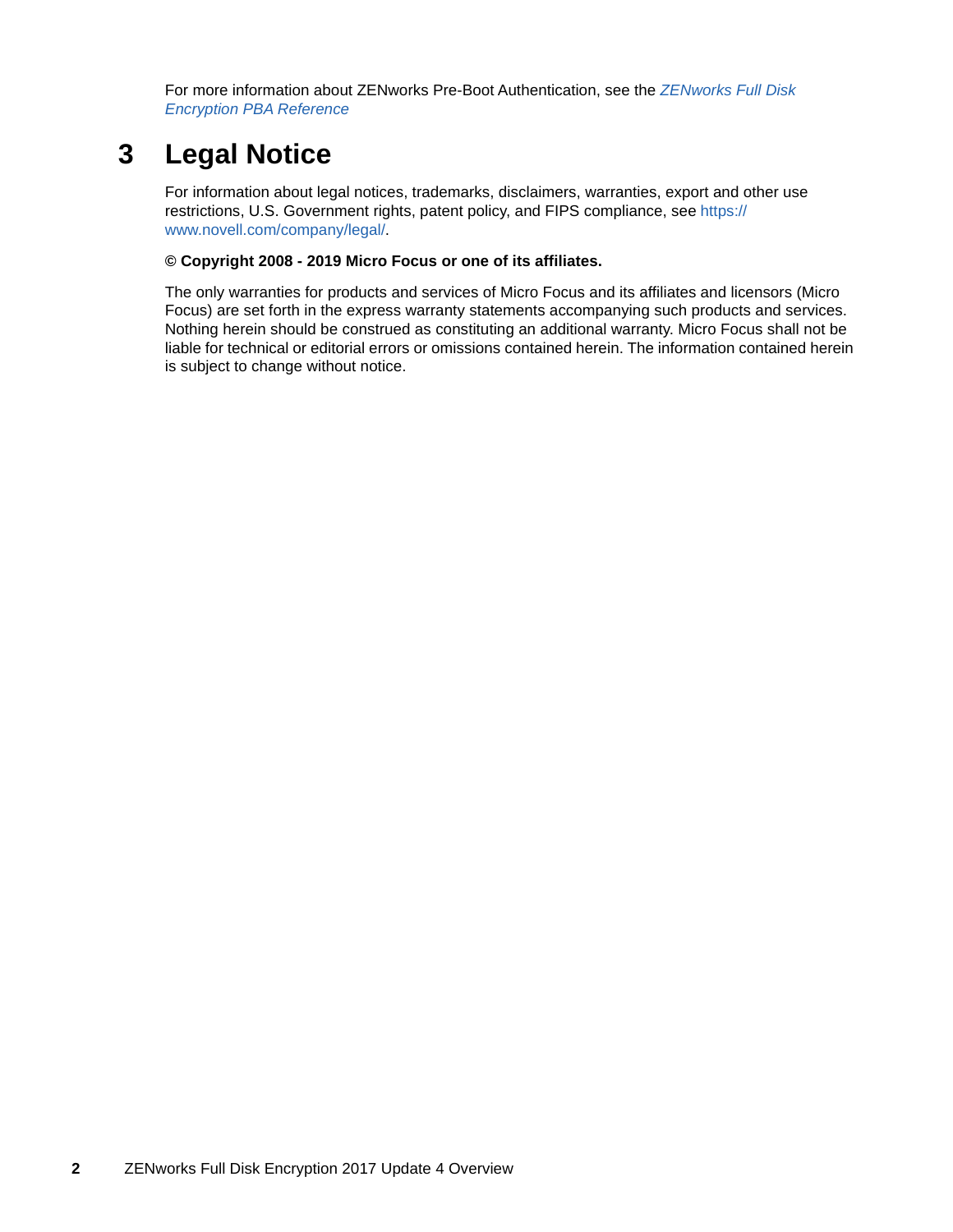For more information about ZENworks Pre-Boot Authentication, see the *ZENworks Full Disk Encryption PBA Reference*

# 3 Legal Notice

For information about legal notices, trademarks, disclaimers, warranties, export and other use restrictions, U.S. Government rights, patent policy, and FIPS compliance, see https://www.novell.com/company/legal/.

**© Copyright 2008 - 2019 Micro Focus or one of its affiliates.**

The only warranties for products and services of Micro Focus and its affiliates and licensors (Micro Focus) are set forth in the express warranty statements accompanying such products and services. Nothing herein should be construed as constituting an additional warranty. Micro Focus shall not be liable for technical or editorial errors or omissions contained herein. The information contained herein is subject to change without notice.